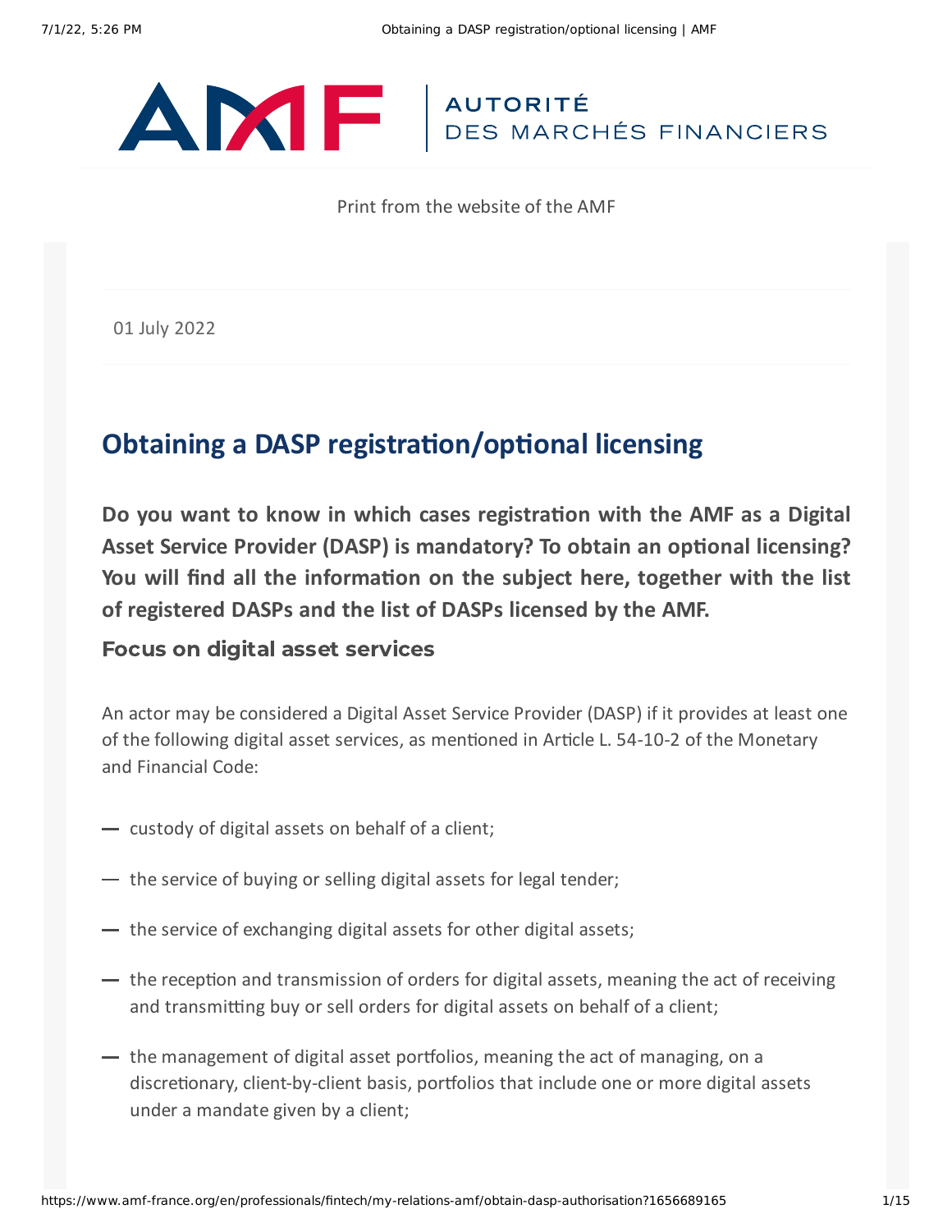Print from the website of the AMF

01 July 2022

# Obtaining a DASP registration/optional licensing

**Do you want to know in which cases registration with the AMF as a Digital Asset Service Provider (DASP) is mandatory? To obtain an optional licensing? You will find all the information on the subject here, together with the list of registered DASPs and the list of DASPs licensed by the AMF.**

## Focus on digital asset services

An actor may be considered a Digital Asset Service Provider (DASP) if it provides at least one of the following digital asset services, as mentioned in Article L. 54-10-2 of the Monetary and Financial Code:

- custody of digital assets on behalf of a client;
- the service of buying or selling digital assets for legal tender;
- the service of exchanging digital assets for other digital assets;
- the reception and transmission of orders for digital assets, meaning the act of receiving and transmitting buy or sell orders for digital assets on behalf of a client;
- the management of digital asset portfolios, meaning the act of managing, on a discretionary, client-by-client basis, portfolios that include one or more digital assets under a mandate given by a client;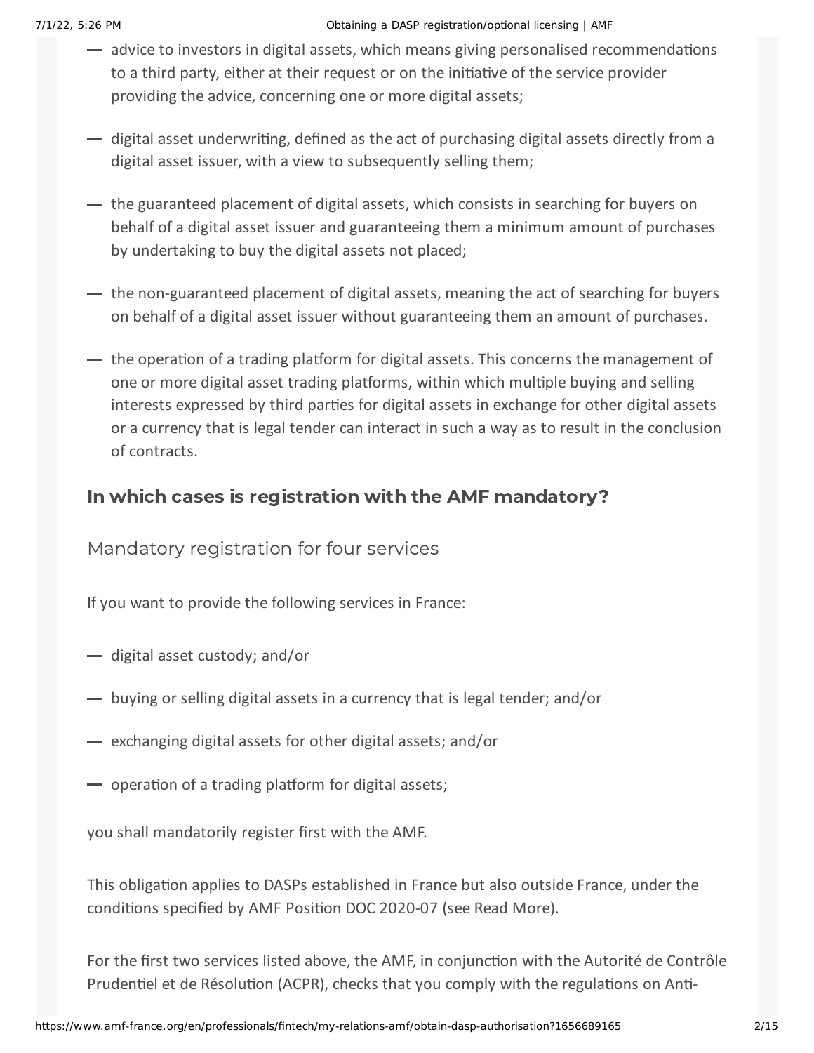- advice to investors in digital assets, which means giving personalised recommendations to a third party, either at their request or on the initiative of the service provider providing the advice, concerning one or more digital assets;
- digital asset underwriting, defined as the act of purchasing digital assets directly from a digital asset issuer, with a view to subsequently selling them;
- the guaranteed placement of digital assets, which consists in searching for buyers on behalf of a digital asset issuer and guaranteeing them a minimum amount of purchases by undertaking to buy the digital assets not placed;
- the non-guaranteed placement of digital assets, meaning the act of searching for buyers on behalf of a digital asset issuer without guaranteeing them an amount of purchases.
- the operation of a trading platform for digital assets. This concerns the management of one or more digital asset trading platforms, within which multiple buying and selling interests expressed by third parties for digital assets in exchange for other digital assets or a currency that is legal tender can interact in such a way as to result in the conclusion of contracts.

## In which cases is registration with the AMF mandatory?

### Mandatory registration for four services

If you want to provide the following services in France:

- digital asset custody; and/or
- buying or selling digital assets in a currency that is legal tender; and/or
- exchanging digital assets for other digital assets; and/or
- operation of a trading platform for digital assets;

you shall mandatorily register first with the AMF.

This obligation applies to DASPs established in France but also outside France, under the conditions specified by AMF Position DOC 2020-07 (see Read More).

For the first two services listed above, the AMF, in conjunction with the Autorité de Contrôle Prudentiel et de Résolution (ACPR), checks that you comply with the regulations on Anti-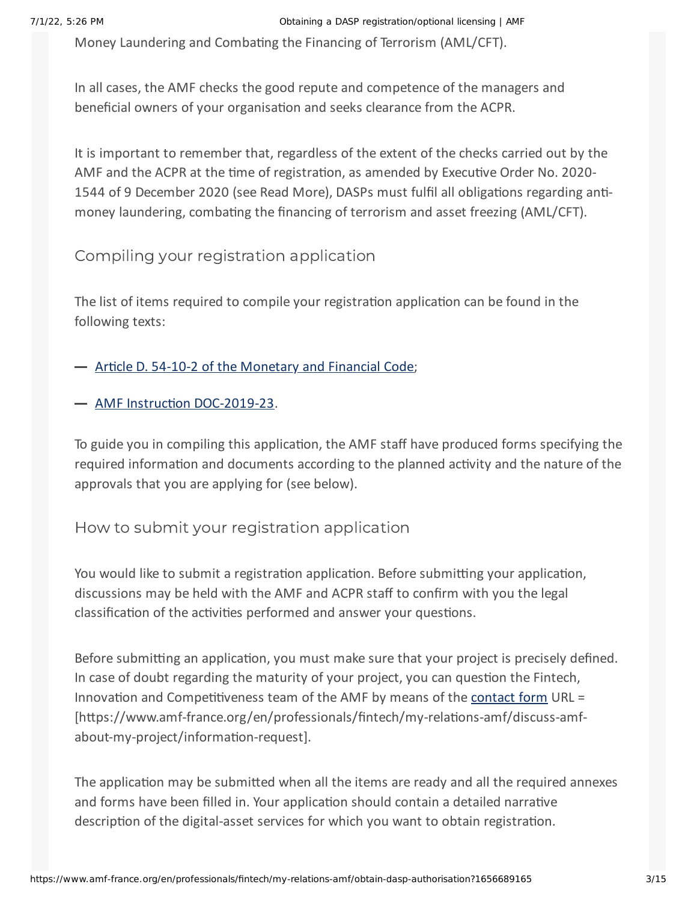Money Laundering and Combating the Financing of Terrorism (AML/CFT).

In all cases, the AMF checks the good repute and competence of the managers and beneficial owners of your organisation and seeks clearance from the ACPR.

It is important to remember that, regardless of the extent of the checks carried out by the AMF and the ACPR at the time of registration, as amended by Executive Order No. 2020-1544 of 9 December 2020 (see Read More), DASPs must fulfil all obligations regarding anti-money laundering, combating the financing of terrorism and asset freezing (AML/CFT).

## Compiling your registration application

The list of items required to compile your registration application can be found in the following texts:

- Article D. 54-10-2 of the Monetary and Financial Code;
- AMF Instruction DOC-2019-23.

To guide you in compiling this application, the AMF staff have produced forms specifying the required information and documents according to the planned activity and the nature of the approvals that you are applying for (see below).

## How to submit your registration application

You would like to submit a registration application. Before submitting your application, discussions may be held with the AMF and ACPR staff to confirm with you the legal classification of the activities performed and answer your questions.

Before submitting an application, you must make sure that your project is precisely defined. In case of doubt regarding the maturity of your project, you can question the Fintech, Innovation and Competitiveness team of the AMF by means of the contact form URL = [https://www.amf-france.org/en/professionals/fintech/my-relations-amf/discuss-amf-about-my-project/information-request].

The application may be submitted when all the items are ready and all the required annexes and forms have been filled in. Your application should contain a detailed narrative description of the digital-asset services for which you want to obtain registration.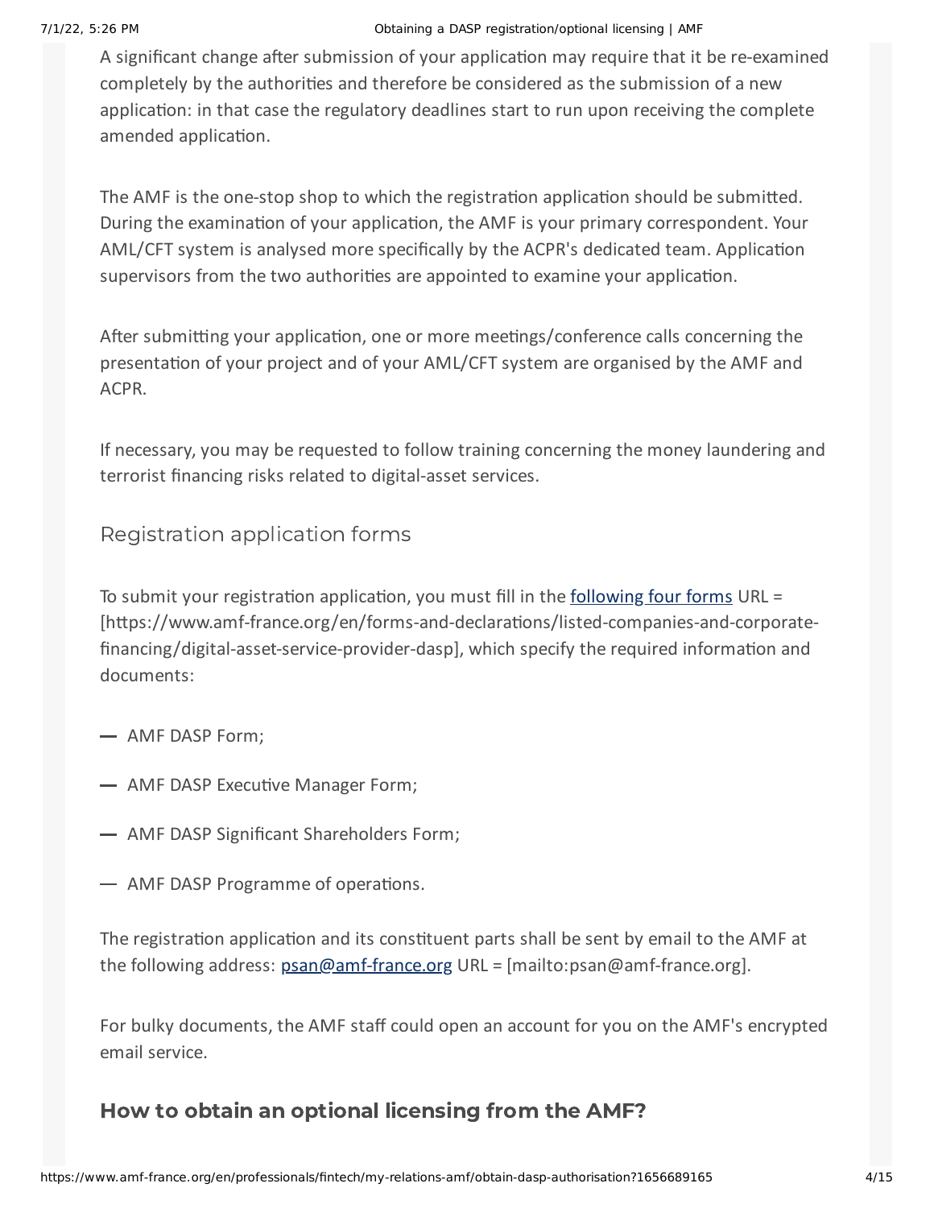A significant change after submission of your application may require that it be re-examined completely by the authorities and therefore be considered as the submission of a new application: in that case the regulatory deadlines start to run upon receiving the complete amended application.

The AMF is the one-stop shop to which the registration application should be submitted. During the examination of your application, the AMF is your primary correspondent. Your AML/CFT system is analysed more specifically by the ACPR's dedicated team. Application supervisors from the two authorities are appointed to examine your application.

After submitting your application, one or more meetings/conference calls concerning the presentation of your project and of your AML/CFT system are organised by the AMF and ACPR.

If necessary, you may be requested to follow training concerning the money laundering and terrorist financing risks related to digital-asset services.

## Registration application forms

To submit your registration application, you must fill in the following four forms URL = [https://www.amf-france.org/en/forms-and-declarations/listed-companies-and-corporate-financing/digital-asset-service-provider-dasp], which specify the required information and documents:

- AMF DASP Form;
- AMF DASP Executive Manager Form;
- AMF DASP Significant Shareholders Form;
- AMF DASP Programme of operations.

The registration application and its constituent parts shall be sent by email to the AMF at the following address: psan@amf-france.org URL = [mailto:psan@amf-france.org].

For bulky documents, the AMF staff could open an account for you on the AMF's encrypted email service.

## How to obtain an optional licensing from the AMF?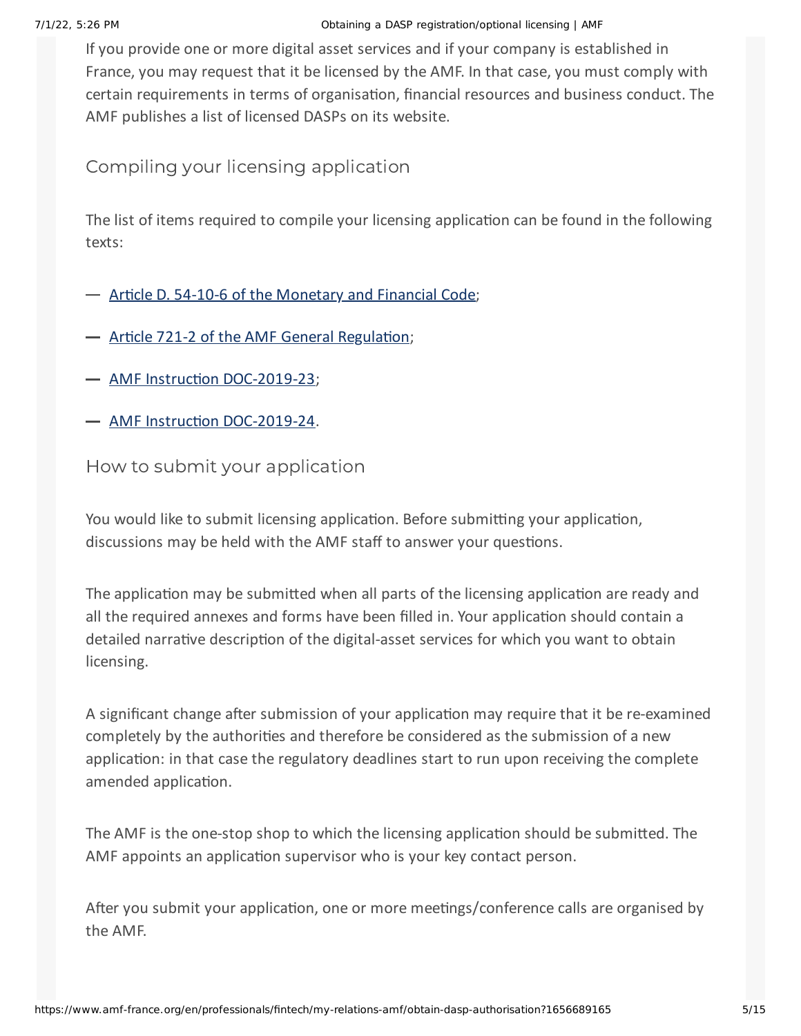If you provide one or more digital asset services and if your company is established in France, you may request that it be licensed by the AMF. In that case, you must comply with certain requirements in terms of organisation, financial resources and business conduct. The AMF publishes a list of licensed DASPs on its website.

## Compiling your licensing application

The list of items required to compile your licensing application can be found in the following texts:

- Article D. 54-10-6 of the Monetary and Financial Code;
- Article 721-2 of the AMF General Regulation;
- AMF Instruction DOC-2019-23;
- AMF Instruction DOC-2019-24.

## How to submit your application

You would like to submit licensing application. Before submitting your application, discussions may be held with the AMF staff to answer your questions.

The application may be submitted when all parts of the licensing application are ready and all the required annexes and forms have been filled in. Your application should contain a detailed narrative description of the digital-asset services for which you want to obtain licensing.

A significant change after submission of your application may require that it be re-examined completely by the authorities and therefore be considered as the submission of a new application: in that case the regulatory deadlines start to run upon receiving the complete amended application.

The AMF is the one-stop shop to which the licensing application should be submitted. The AMF appoints an application supervisor who is your key contact person.

After you submit your application, one or more meetings/conference calls are organised by the AMF.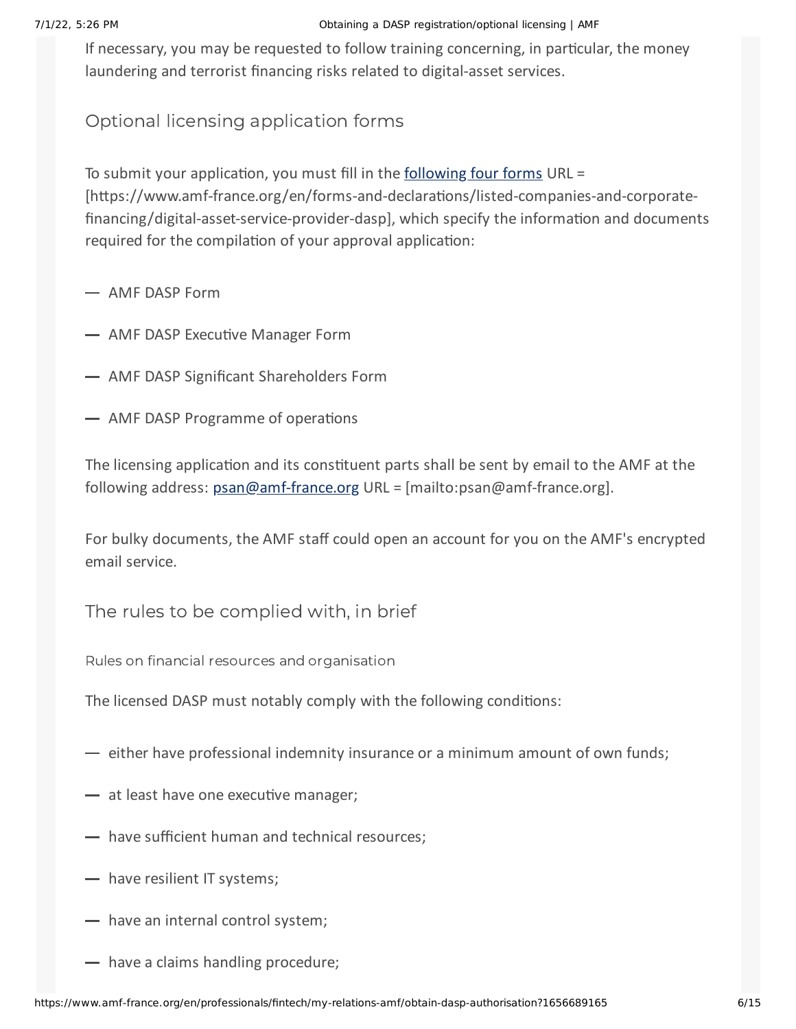If necessary, you may be requested to follow training concerning, in particular, the money laundering and terrorist financing risks related to digital-asset services.

## Optional licensing application forms

To submit your application, you must fill in the following four forms URL = [https://www.amf-france.org/en/forms-and-declarations/listed-companies-and-corporate-financing/digital-asset-service-provider-dasp], which specify the information and documents required for the compilation of your approval application:

- AMF DASP Form
- AMF DASP Executive Manager Form
- AMF DASP Significant Shareholders Form
- AMF DASP Programme of operations

The licensing application and its constituent parts shall be sent by email to the AMF at the following address: psan@amf-france.org URL = [mailto:psan@amf-france.org].

For bulky documents, the AMF staff could open an account for you on the AMF's encrypted email service.

## The rules to be complied with, in brief

### Rules on financial resources and organisation

The licensed DASP must notably comply with the following conditions:

- either have professional indemnity insurance or a minimum amount of own funds;
- at least have one executive manager;
- have sufficient human and technical resources;
- have resilient IT systems;
- have an internal control system;
- have a claims handling procedure;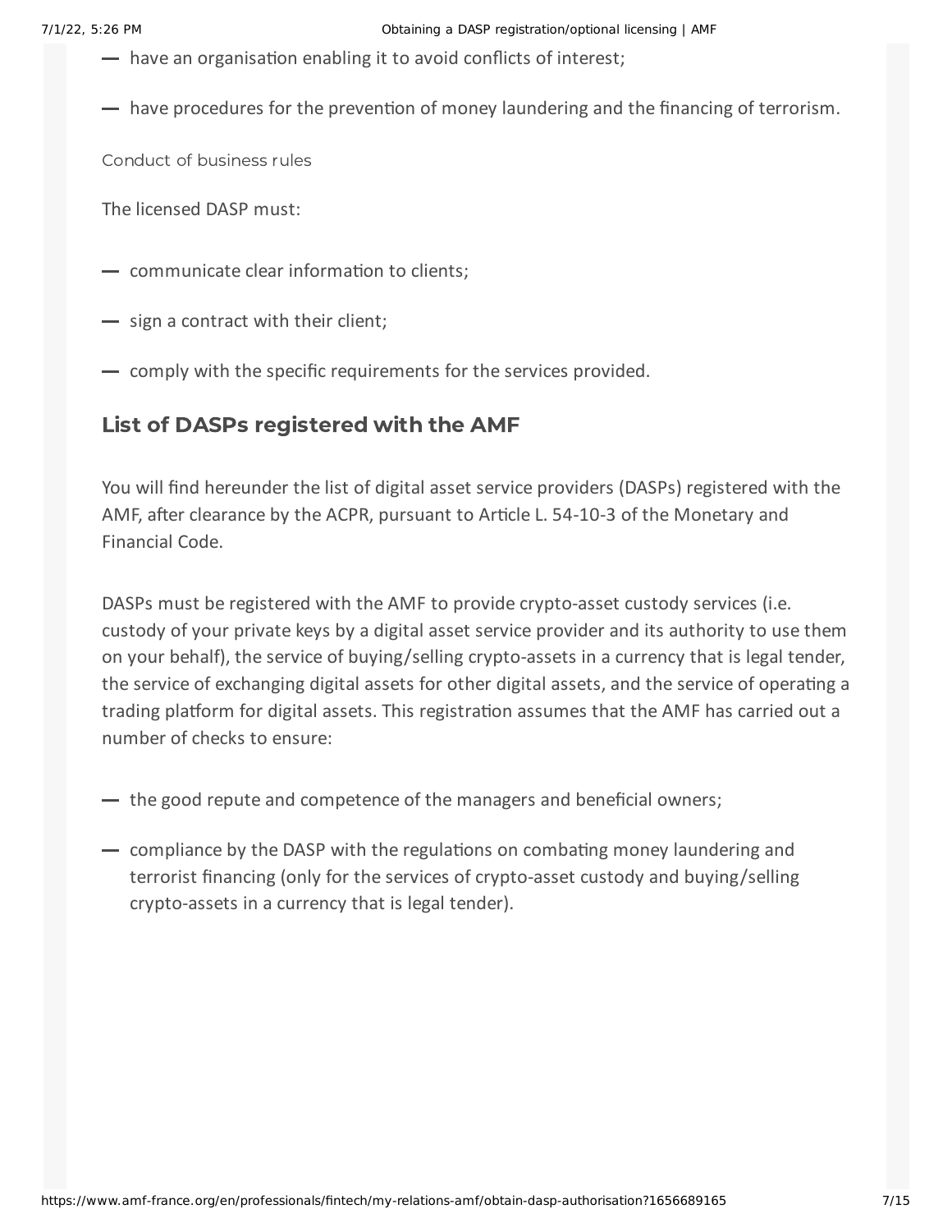- have an organisation enabling it to avoid conflicts of interest;
- have procedures for the prevention of money laundering and the financing of terrorism.

Conduct of business rules

The licensed DASP must:

- communicate clear information to clients;
- sign a contract with their client;
- comply with the specific requirements for the services provided.

## List of DASPs registered with the AMF

You will find hereunder the list of digital asset service providers (DASPs) registered with the AMF, after clearance by the ACPR, pursuant to Article L. 54-10-3 of the Monetary and Financial Code.

DASPs must be registered with the AMF to provide crypto-asset custody services (i.e. custody of your private keys by a digital asset service provider and its authority to use them on your behalf), the service of buying/selling crypto-assets in a currency that is legal tender, the service of exchanging digital assets for other digital assets, and the service of operating a trading platform for digital assets. This registration assumes that the AMF has carried out a number of checks to ensure:

- the good repute and competence of the managers and beneficial owners;
- compliance by the DASP with the regulations on combating money laundering and terrorist financing (only for the services of crypto-asset custody and buying/selling crypto-assets in a currency that is legal tender).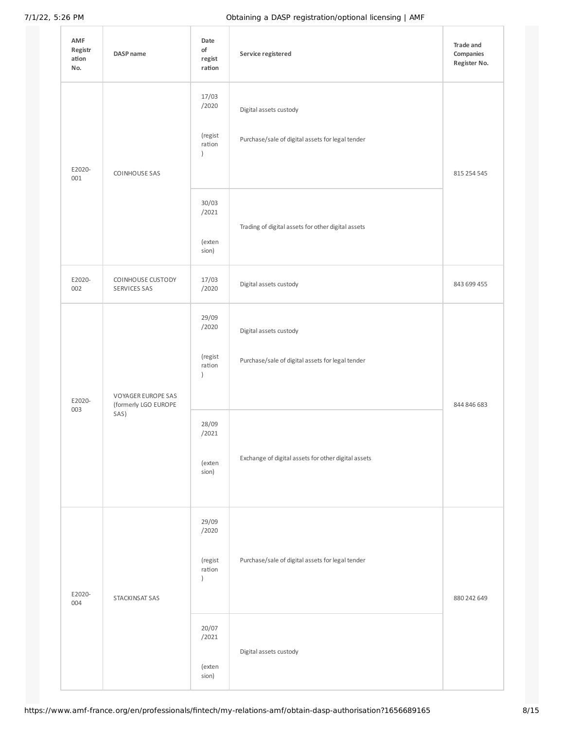| AMF Registration No. | DASP name | Date of registration | Service registered | Trade and Companies Register No. |
|---|---|---|---|---|
| E2020-001 | COINHOUSE SAS | 17/03/2020 (registration) | Digital assets custody<br>Purchase/sale of digital assets for legal tender | 815 254 545 |
| | | 30/03/2021 (extension) | Trading of digital assets for other digital assets | |
| E2020-002 | COINHOUSE CUSTODY SERVICES SAS | 17/03/2020 | Digital assets custody | 843 699 455 |
| E2020-003 | VOYAGER EUROPE SAS (formerly LGO EUROPE SAS) | 29/09/2020 (registration) | Digital assets custody<br>Purchase/sale of digital assets for legal tender | 844 846 683 |
| | | 28/09/2021 (extension) | Exchange of digital assets for other digital assets | |
| E2020-004 | STACKINSAT SAS | 29/09/2020 (registration) | Purchase/sale of digital assets for legal tender | 880 242 649 |
| | | 20/07/2021 (extension) | Digital assets custody | |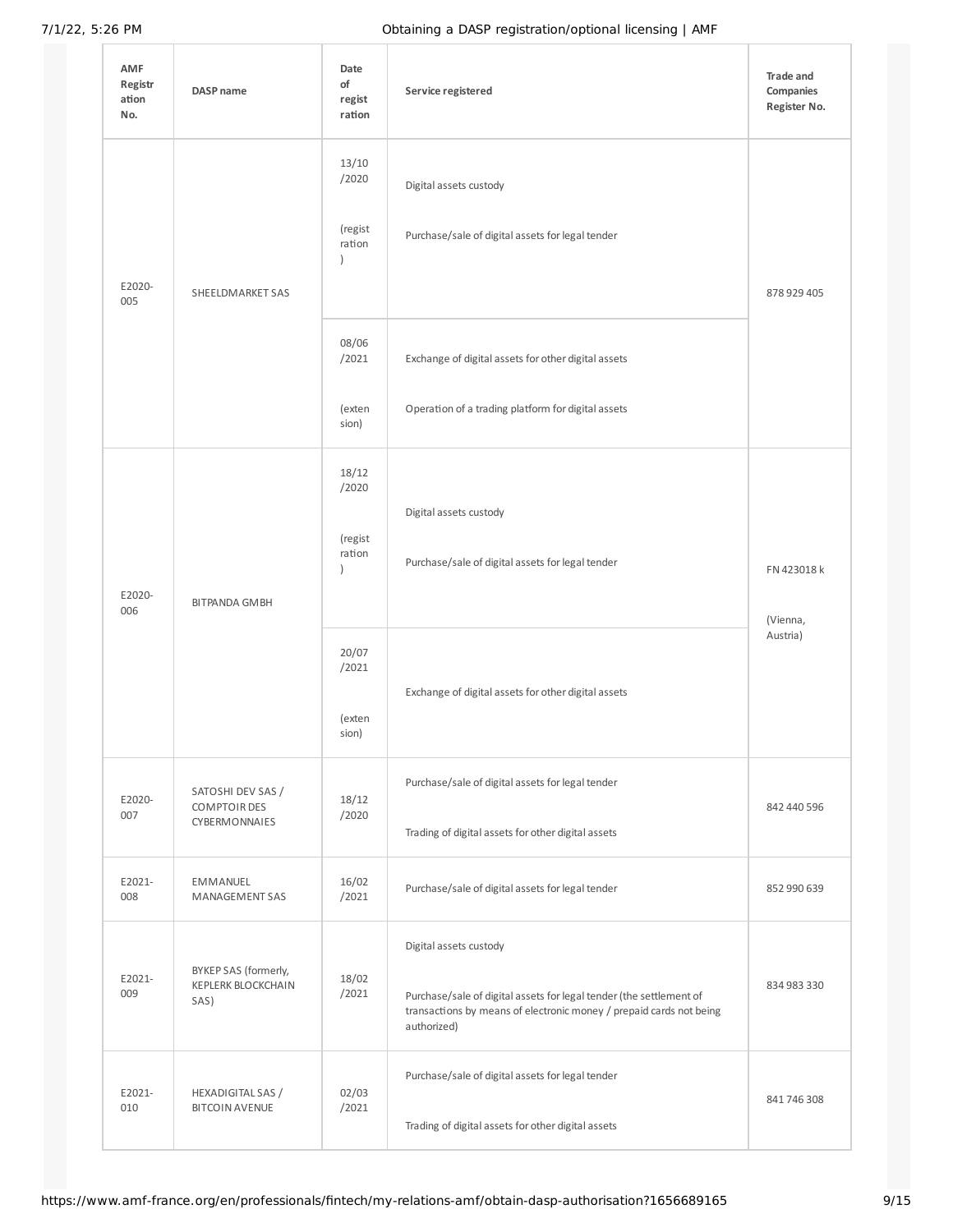| AMF Registration No. | DASP name | Date of registration | Service registered | Trade and Companies Register No. |
|---|---|---|---|---|
| E2020-005 | SHEELDMARKET SAS | 13/10/2020 (registration) | Digital assets custody<br>Purchase/sale of digital assets for legal tender | 878 929 405 |
| | | 08/06/2021 (extension) | Exchange of digital assets for other digital assets<br>Operation of a trading platform for digital assets | |
| E2020-006 | BITPANDA GMBH | 18/12/2020 (registration) | Digital assets custody<br>Purchase/sale of digital assets for legal tender | FN 423018 k (Vienna, Austria) |
| | | 20/07/2021 (extension) | Exchange of digital assets for other digital assets | |
| E2020-007 | SATOSHI DEV SAS / COMPTOIR DES CYBERMONNAIES | 18/12/2020 | Purchase/sale of digital assets for legal tender<br>Trading of digital assets for other digital assets | 842 440 596 |
| E2021-008 | EMMANUEL MANAGEMENT SAS | 16/02/2021 | Purchase/sale of digital assets for legal tender | 852 990 639 |
| E2021-009 | BYKEP SAS (formerly, KEPLERK BLOCKCHAIN SAS) | 18/02/2021 | Digital assets custody<br>Purchase/sale of digital assets for legal tender (the settlement of transactions by means of electronic money / prepaid cards not being authorized) | 834 983 330 |
| E2021-010 | HEXADIGITAL SAS / BITCOIN AVENUE | 02/03/2021 | Purchase/sale of digital assets for legal tender<br>Trading of digital assets for other digital assets | 841 746 308 |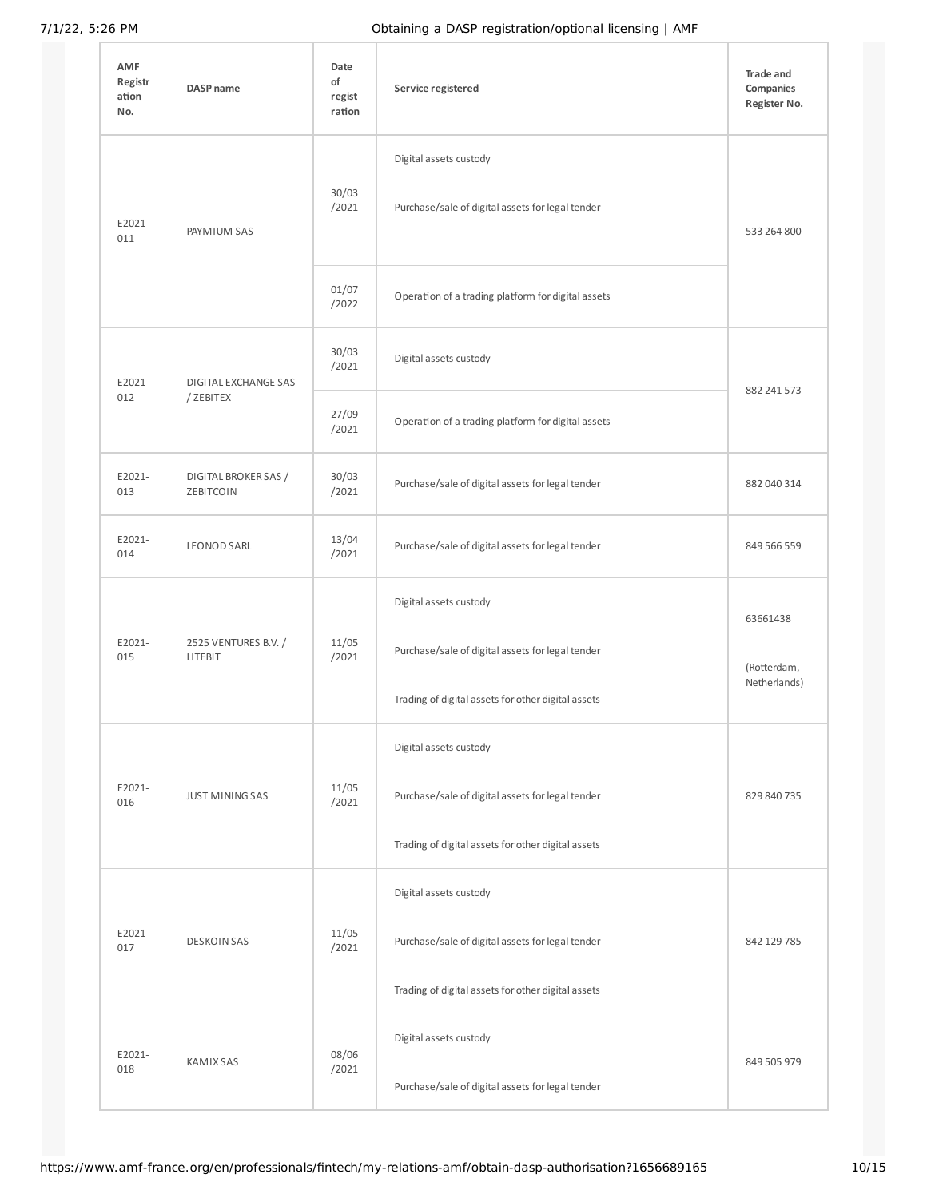| AMF Registration No. | DASP name | Date of registration | Service registered | Trade and Companies Register No. |
|---|---|---|---|---|
| E2021-011 | PAYMIUM SAS | 30/03/2021 | Digital assets custody<br><br>Purchase/sale of digital assets for legal tender | 533 264 800 |
| | | 01/07/2022 | Operation of a trading platform for digital assets | |
| E2021-012 | DIGITAL EXCHANGE SAS / ZEBITEX | 30/03/2021 | Digital assets custody | 882 241 573 |
| | | 27/09/2021 | Operation of a trading platform for digital assets | |
| E2021-013 | DIGITAL BROKER SAS / ZEBITCOIN | 30/03/2021 | Purchase/sale of digital assets for legal tender | 882 040 314 |
| E2021-014 | LEONOD SARL | 13/04/2021 | Purchase/sale of digital assets for legal tender | 849 566 559 |
| E2021-015 | 2525 VENTURES B.V. / LITEBIT | 11/05/2021 | Digital assets custody<br><br>Purchase/sale of digital assets for legal tender<br><br>Trading of digital assets for other digital assets | 63661438<br><br>(Rotterdam, Netherlands) |
| E2021-016 | JUST MINING SAS | 11/05/2021 | Digital assets custody<br><br>Purchase/sale of digital assets for legal tender<br><br>Trading of digital assets for other digital assets | 829 840 735 |
| E2021-017 | DESKOIN SAS | 11/05/2021 | Digital assets custody<br><br>Purchase/sale of digital assets for legal tender<br><br>Trading of digital assets for other digital assets | 842 129 785 |
| E2021-018 | KAMIX SAS | 08/06/2021 | Digital assets custody<br><br>Purchase/sale of digital assets for legal tender | 849 505 979 |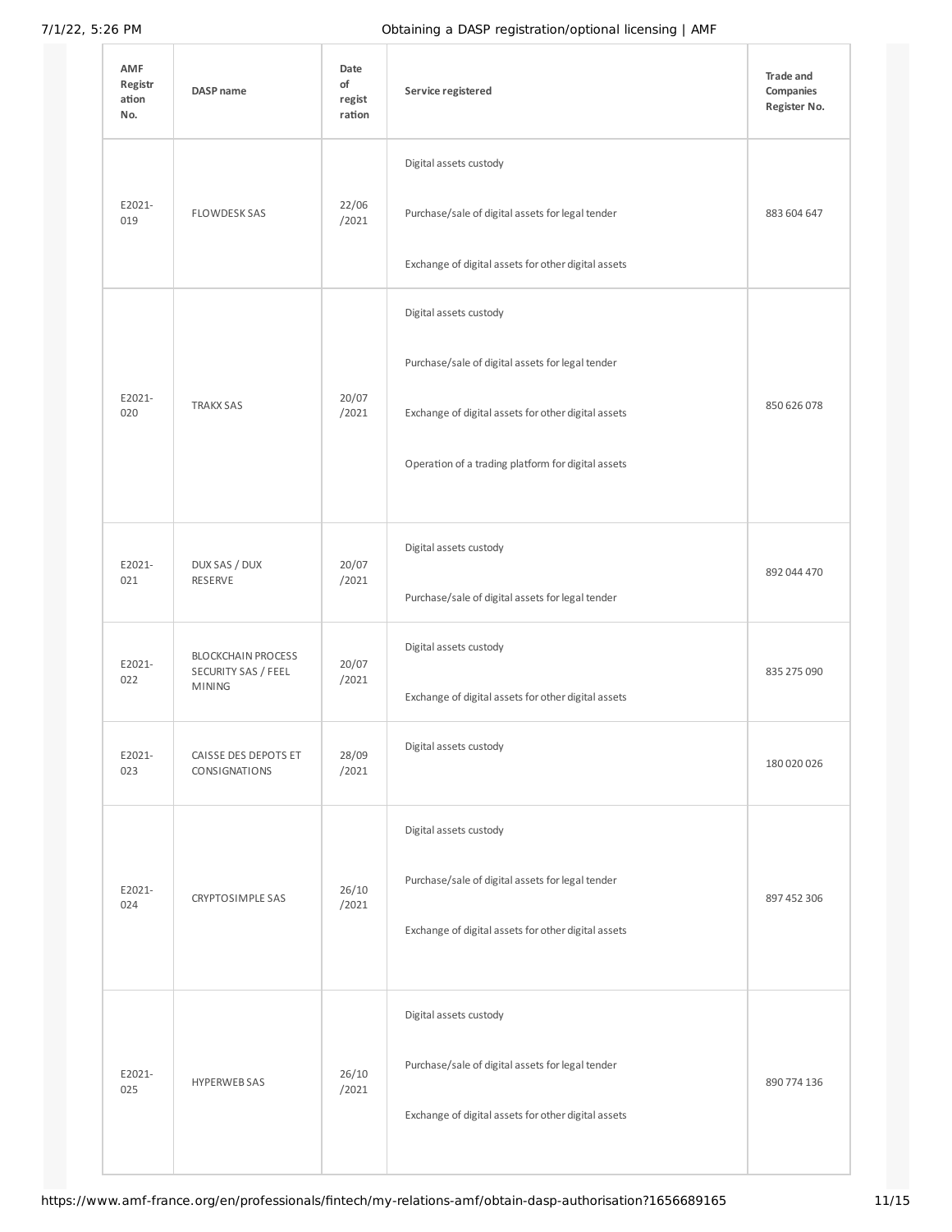| AMF Registration No. | DASP name | Date of registration | Service registered | Trade and Companies Register No. |
|---|---|---|---|---|
| E2021-019 | FLOWDESK SAS | 22/06/2021 | Digital assets custody<br><br>Purchase/sale of digital assets for legal tender<br><br>Exchange of digital assets for other digital assets | 883 604 647 |
| E2021-020 | TRAKX SAS | 20/07/2021 | Digital assets custody<br><br>Purchase/sale of digital assets for legal tender<br><br>Exchange of digital assets for other digital assets<br><br>Operation of a trading platform for digital assets | 850 626 078 |
| E2021-021 | DUX SAS / DUX RESERVE | 20/07/2021 | Digital assets custody<br><br>Purchase/sale of digital assets for legal tender | 892 044 470 |
| E2021-022 | BLOCKCHAIN PROCESS SECURITY SAS / FEEL MINING | 20/07/2021 | Digital assets custody<br><br>Exchange of digital assets for other digital assets | 835 275 090 |
| E2021-023 | CAISSE DES DEPOTS ET CONSIGNATIONS | 28/09/2021 | Digital assets custody | 180 020 026 |
| E2021-024 | CRYPTOSIMPLE SAS | 26/10/2021 | Digital assets custody<br><br>Purchase/sale of digital assets for legal tender<br><br>Exchange of digital assets for other digital assets | 897 452 306 |
| E2021-025 | HYPERWEB SAS | 26/10/2021 | Digital assets custody<br><br>Purchase/sale of digital assets for legal tender<br><br>Exchange of digital assets for other digital assets | 890 774 136 |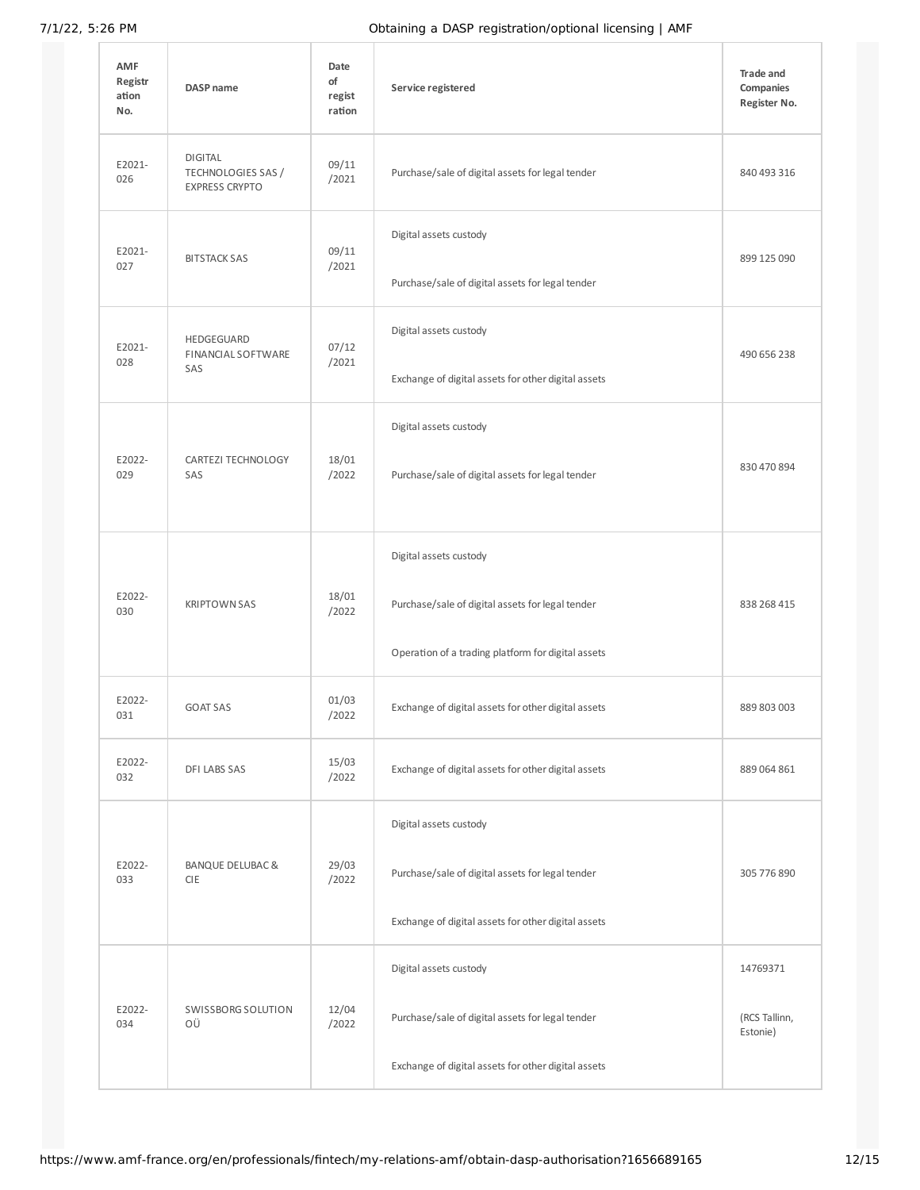| AMF Registration No. | DASP name | Date of registration | Service registered | Trade and Companies Register No. |
|---|---|---|---|---|
| E2021-026 | DIGITAL TECHNOLOGIES SAS / EXPRESS CRYPTO | 09/11/2021 | Purchase/sale of digital assets for legal tender | 840 493 316 |
| E2021-027 | BITSTACK SAS | 09/11/2021 | Digital assets custody<br><br>Purchase/sale of digital assets for legal tender | 899 125 090 |
| E2021-028 | HEDGEGUARD FINANCIAL SOFTWARE SAS | 07/12/2021 | Digital assets custody<br><br>Exchange of digital assets for other digital assets | 490 656 238 |
| E2022-029 | CARTEZI TECHNOLOGY SAS | 18/01/2022 | Digital assets custody<br><br>Purchase/sale of digital assets for legal tender | 830 470 894 |
| E2022-030 | KRIPTOWN SAS | 18/01/2022 | Digital assets custody<br><br>Purchase/sale of digital assets for legal tender<br><br>Operation of a trading platform for digital assets | 838 268 415 |
| E2022-031 | GOAT SAS | 01/03/2022 | Exchange of digital assets for other digital assets | 889 803 003 |
| E2022-032 | DFI LABS SAS | 15/03/2022 | Exchange of digital assets for other digital assets | 889 064 861 |
| E2022-033 | BANQUE DELUBAC & CIE | 29/03/2022 | Digital assets custody<br><br>Purchase/sale of digital assets for legal tender<br><br>Exchange of digital assets for other digital assets | 305 776 890 |
| E2022-034 | SWISSBORG SOLUTION OÜ | 12/04/2022 | Digital assets custody<br><br>Purchase/sale of digital assets for legal tender<br><br>Exchange of digital assets for other digital assets | 14769371<br><br>(RCS Tallinn, Estonie) |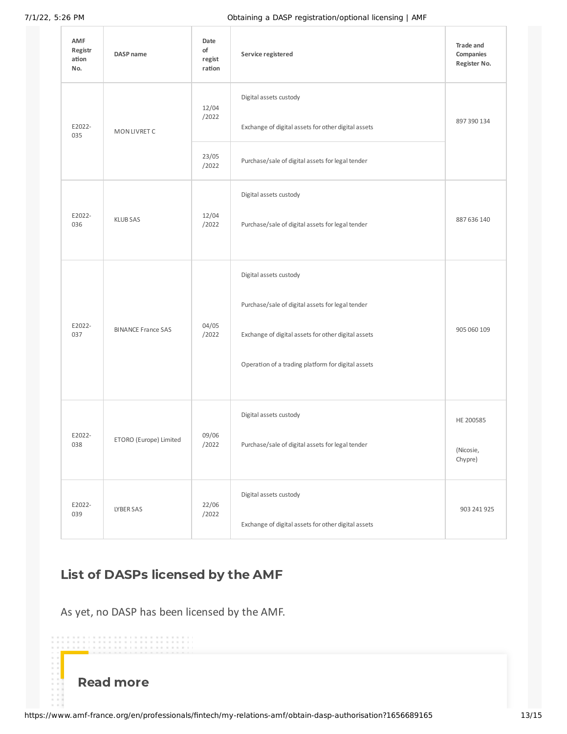| AMF Registration No. | DASP name | Date of registration | Service registered | Trade and Companies Register No. |
|---|---|---|---|---|
| E2022-035 | MON LIVRET C | 12/04/2022 | Digital assets custody<br><br>Exchange of digital assets for other digital assets | 897 390 134 |
| | | 23/05/2022 | Purchase/sale of digital assets for legal tender | |
| E2022-036 | KLUB SAS | 12/04/2022 | Digital assets custody<br><br>Purchase/sale of digital assets for legal tender | 887 636 140 |
| E2022-037 | BINANCE France SAS | 04/05/2022 | Digital assets custody<br><br>Purchase/sale of digital assets for legal tender<br><br>Exchange of digital assets for other digital assets<br><br>Operation of a trading platform for digital assets | 905 060 109 |
| E2022-038 | ETORO (Europe) Limited | 09/06/2022 | Digital assets custody<br><br>Purchase/sale of digital assets for legal tender | HE 200585<br><br>(Nicosie, Chypre) |
| E2022-039 | LYBER SAS | 22/06/2022 | Digital assets custody<br><br>Exchange of digital assets for other digital assets | 903 241 925 |

## List of DASPs licensed by the AMF

As yet, no DASP has been licensed by the AMF.

## Read more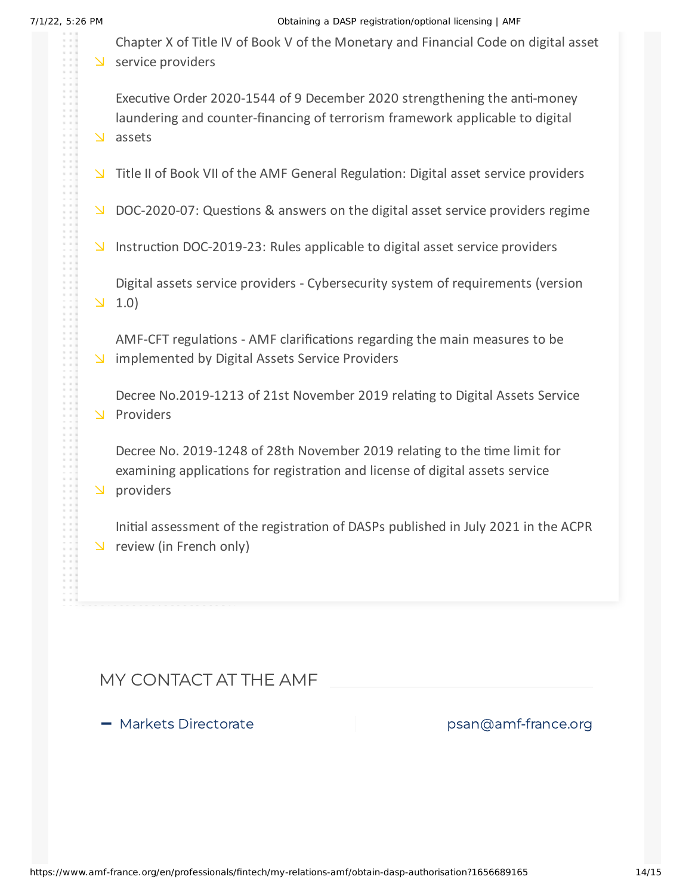- Chapter X of Title IV of Book V of the Monetary and Financial Code on digital asset service providers
- Executive Order 2020-1544 of 9 December 2020 strengthening the anti-money laundering and counter-financing of terrorism framework applicable to digital assets
- Title II of Book VII of the AMF General Regulation: Digital asset service providers
- DOC-2020-07: Questions & answers on the digital asset service providers regime
- Instruction DOC-2019-23: Rules applicable to digital asset service providers
- Digital assets service providers - Cybersecurity system of requirements (version 1.0)
- AMF-CFT regulations - AMF clarifications regarding the main measures to be implemented by Digital Assets Service Providers
- Decree No.2019-1213 of 21st November 2019 relating to Digital Assets Service Providers
- Decree No. 2019-1248 of 28th November 2019 relating to the time limit for examining applications for registration and license of digital assets service providers
- Initial assessment of the registration of DASPs published in July 2021 in the ACPR review (in French only)

## MY CONTACT AT THE AMF

Markets Directorate | psan@amf-france.org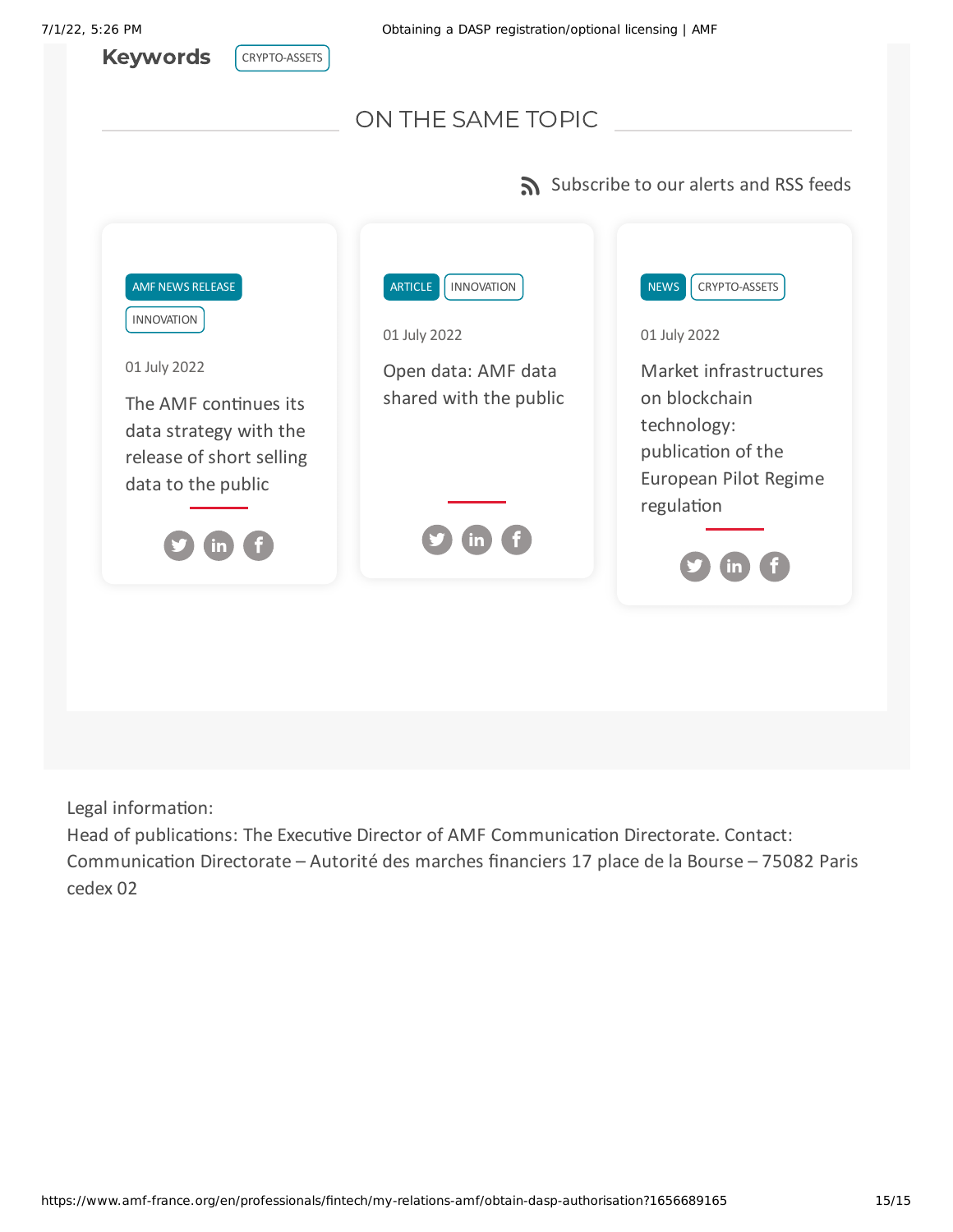**Keywords** CRYPTO-ASSETS

## ON THE SAME TOPIC

Subscribe to our alerts and RSS feeds

AMF NEWS RELEASE INNOVATION

01 July 2022

The AMF continues its data strategy with the release of short selling data to the public

ARTICLE INNOVATION

01 July 2022

Open data: AMF data shared with the public

NEWS CRYPTO-ASSETS

01 July 2022

Market infrastructures on blockchain technology: publication of the European Pilot Regime regulation

Legal information:
Head of publications: The Executive Director of AMF Communication Directorate. Contact: Communication Directorate – Autorité des marches financiers 17 place de la Bourse – 75082 Paris cedex 02